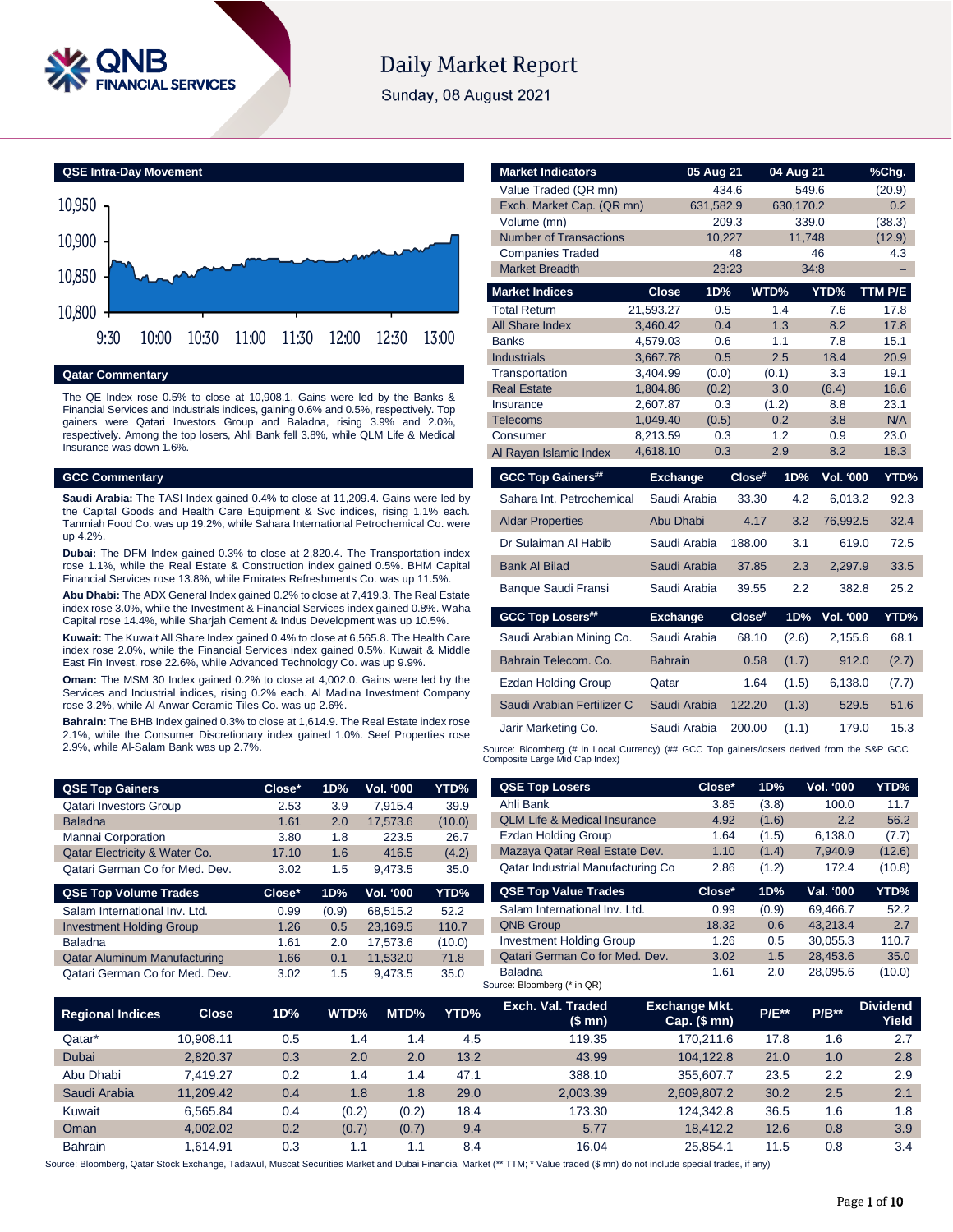# Daily Market Report

Sunday, 08 August 2021

## QSE Intra-Day Movement

## Qatar Commentary

The QE Index rose 0.5% to close at 10,908.1. Gains were led by the Banks & Financial Services and Industrials indices, gaining 0.6% and 0.5%, respectively. Top gainers were Qatari Investors Group and Baladna, rising 3.9% and 2.0%, respectively. Among the top losers, Ahli Bank fell 3.8%, while QLM Life & Medical Insurance was down 1.6%.

## GCC Commentary

**Saudi Arabia:** The TASI Index gained 0.4% to close at 11,209.4. Gains were led by the Capital Goods and Health Care Equipment & Svc indices, rising 1.1% each. Tanmiah Food Co. was up 19.2%, while Sahara International Petrochemical Co. were up 4.2%.

**Dubai:** The DFM Index gained 0.3% to close at 2,820.4. The Transportation index rose 1.1%, while the Real Estate & Construction index gained 0.5%. BHM Capital Financial Services rose 13.8%, while Emirates Refreshments Co. was up 11.5%.

**Abu Dhabi:** The ADX General Index gained 0.2% to close at 7,419.3. The Real Estate index rose 3.0%, while the Investment & Financial Services index gained 0.8%. Waha Capital rose 14.4%, while Sharjah Cement & Indus Development was up 10.5%.

**Kuwait:** The Kuwait All Share Index gained 0.4% to close at 6,565.8. The Health Care index rose 2.0%, while the Financial Services index gained 0.5%. Kuwait & Middle East Fin Invest. rose 22.6%, while Advanced Technology Co. was up 9.9%.

**Oman:** The MSM 30 Index gained 0.2% to close at 4,002.0. Gains were led by the Services and Industrial indices, rising 0.2% each. Al Madina Investment Company rose 3.2%, while Al Anwar Ceramic Tiles Co. was up 2.6%.

**Bahrain:** The BHB Index gained 0.3% to close at 1,614.9. The Real Estate index rose 2.1%, while the Consumer Discretionary index gained 1.0%. Seef Properties rose 2.9%, while Al-Salam Bank was up 2.7%.

| Market Indicators | 05 Aug 21 | 04 Aug 21 | %Chg. |
|---|---|---|---|
| Value Traded (QR mn) | 434.6 | 549.6 | (20.9) |
| Exch. Market Cap. (QR mn) | 631,582.9 | 630,170.2 | 0.2 |
| Volume (mn) | 209.3 | 339.0 | (38.3) |
| Number of Transactions | 10,227 | 11,748 | (12.9) |
| Companies Traded | 48 | 46 | 4.3 |
| Market Breadth | 23:23 | 34:8 | – |

| Market Indices | Close | 1D% | WTD% | YTD% | TTM P/E |
|---|---|---|---|---|---|
| Total Return | 21,593.27 | 0.5 | 1.4 | 7.6 | 17.8 |
| All Share Index | 3,460.42 | 0.4 | 1.3 | 8.2 | 17.8 |
| Banks | 4,579.03 | 0.6 | 1.1 | 7.8 | 15.1 |
| Industrials | 3,667.78 | 0.5 | 2.5 | 18.4 | 20.9 |
| Transportation | 3,404.99 | (0.0) | (0.1) | 3.3 | 19.1 |
| Real Estate | 1,804.86 | (0.2) | 3.0 | (6.4) | 16.6 |
| Insurance | 2,607.87 | 0.3 | (1.2) | 8.8 | 23.1 |
| Telecoms | 1,049.40 | (0.5) | 0.2 | 3.8 | N/A |
| Consumer | 8,213.59 | 0.3 | 1.2 | 0.9 | 23.0 |
| Al Rayan Islamic Index | 4,618.10 | 0.3 | 2.9 | 8.2 | 18.3 |

| GCC Top Gainers## | Exchange | Close# | 1D% | Vol. '000 | YTD% |
|---|---|---|---|---|---|
| Sahara Int. Petrochemical | Saudi Arabia | 33.30 | 4.2 | 6,013.2 | 92.3 |
| Aldar Properties | Abu Dhabi | 4.17 | 3.2 | 76,992.5 | 32.4 |
| Dr Sulaiman Al Habib | Saudi Arabia | 188.00 | 3.1 | 619.0 | 72.5 |
| Bank Al Bilad | Saudi Arabia | 37.85 | 2.3 | 2,297.9 | 33.5 |
| Banque Saudi Fransi | Saudi Arabia | 39.55 | 2.2 | 382.8 | 25.2 |

| GCC Top Losers## | Exchange | Close# | 1D% | Vol. '000 | YTD% |
|---|---|---|---|---|---|
| Saudi Arabian Mining Co. | Saudi Arabia | 68.10 | (2.6) | 2,155.6 | 68.1 |
| Bahrain Telecom. Co. | Bahrain | 0.58 | (1.7) | 912.0 | (2.7) |
| Ezdan Holding Group | Qatar | 1.64 | (1.5) | 6,138.0 | (7.7) |
| Saudi Arabian Fertilizer C | Saudi Arabia | 122.20 | (1.3) | 529.5 | 51.6 |
| Jarir Marketing Co. | Saudi Arabia | 200.00 | (1.1) | 179.0 | 15.3 |

Source: Bloomberg (# in Local Currency) (## GCC Top gainers/losers derived from the S&P GCC Composite Large Mid Cap Index)

| QSE Top Gainers | Close* | 1D% | Vol. '000 | YTD% |
|---|---|---|---|---|
| Qatari Investors Group | 2.53 | 3.9 | 7,915.4 | 39.9 |
| Baladna | 1.61 | 2.0 | 17,573.6 | (10.0) |
| Mannai Corporation | 3.80 | 1.8 | 223.5 | 26.7 |
| Qatar Electricity & Water Co. | 17.10 | 1.6 | 416.5 | (4.2) |
| Qatari German Co for Med. Dev. | 3.02 | 1.5 | 9,473.5 | 35.0 |

| QSE Top Volume Trades | Close* | 1D% | Vol. '000 | YTD% |
|---|---|---|---|---|
| Salam International Inv. Ltd. | 0.99 | (0.9) | 68,515.2 | 52.2 |
| Investment Holding Group | 1.26 | 0.5 | 23,169.5 | 110.7 |
| Baladna | 1.61 | 2.0 | 17,573.6 | (10.0) |
| Qatar Aluminum Manufacturing | 1.66 | 0.1 | 11,532.0 | 71.8 |
| Qatari German Co for Med. Dev. | 3.02 | 1.5 | 9,473.5 | 35.0 |

| QSE Top Losers | Close* | 1D% | Vol. '000 | YTD% |
|---|---|---|---|---|
| Ahli Bank | 3.85 | (3.8) | 100.0 | 11.7 |
| QLM Life & Medical Insurance | 4.92 | (1.6) | 2.2 | 56.2 |
| Ezdan Holding Group | 1.64 | (1.5) | 6,138.0 | (7.7) |
| Mazaya Qatar Real Estate Dev. | 1.10 | (1.4) | 7,940.9 | (12.6) |
| Qatar Industrial Manufacturing Co | 2.86 | (1.2) | 172.4 | (10.8) |

| QSE Top Value Trades | Close* | 1D% | Val. '000 | YTD% |
|---|---|---|---|---|
| Salam International Inv. Ltd. | 0.99 | (0.9) | 69,466.7 | 52.2 |
| QNB Group | 18.32 | 0.6 | 43,213.4 | 2.7 |
| Investment Holding Group | 1.26 | 0.5 | 30,055.3 | 110.7 |
| Qatari German Co for Med. Dev. | 3.02 | 1.5 | 28,453.6 | 35.0 |
| Baladna | 1.61 | 2.0 | 28,095.6 | (10.0) |

Source: Bloomberg (* in QR)

| Regional Indices | Close | 1D% | WTD% | MTD% | YTD% | Exch. Val. Traded ($ mn) | Exchange Mkt. Cap. ($ mn) | P/E** | P/B** | Dividend Yield |
|---|---|---|---|---|---|---|---|---|---|---|
| Qatar* | 10,908.11 | 0.5 | 1.4 | 1.4 | 4.5 | 119.35 | 170,211.6 | 17.8 | 1.6 | 2.7 |
| Dubai | 2,820.37 | 0.3 | 2.0 | 2.0 | 13.2 | 43.99 | 104,122.8 | 21.0 | 1.0 | 2.8 |
| Abu Dhabi | 7,419.27 | 0.2 | 1.4 | 1.4 | 47.1 | 388.10 | 355,607.7 | 23.5 | 2.2 | 2.9 |
| Saudi Arabia | 11,209.42 | 0.4 | 1.8 | 1.8 | 29.0 | 2,003.39 | 2,609,807.2 | 30.2 | 2.5 | 2.1 |
| Kuwait | 6,565.84 | 0.4 | (0.2) | (0.2) | 18.4 | 173.30 | 124,342.8 | 36.5 | 1.6 | 1.8 |
| Oman | 4,002.02 | 0.2 | (0.7) | (0.7) | 9.4 | 5.77 | 18,412.2 | 12.6 | 0.8 | 3.9 |
| Bahrain | 1,614.91 | 0.3 | 1.1 | 1.1 | 8.4 | 16.04 | 25,854.1 | 11.5 | 0.8 | 3.4 |

Source: Bloomberg, Qatar Stock Exchange, Tadawul, Muscat Securities Market and Dubai Financial Market (** TTM; * Value traded ($ mn) do not include special trades, if any)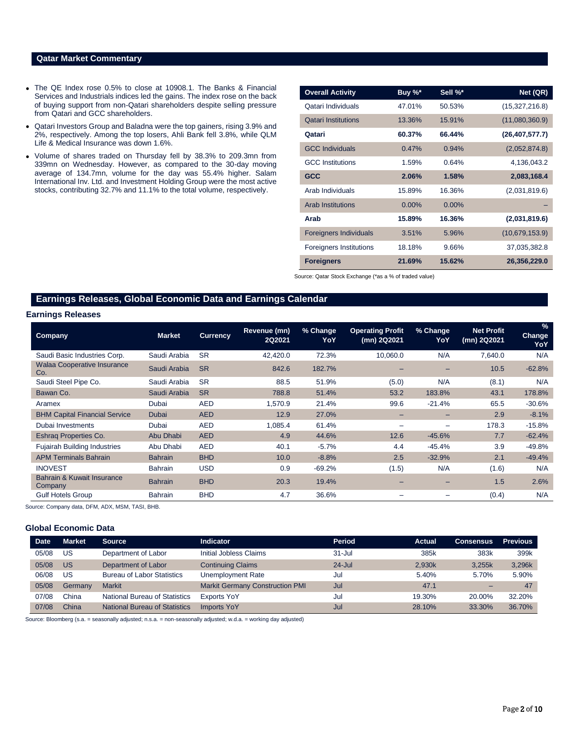## Qatar Market Commentary

- The QE Index rose 0.5% to close at 10908.1. The Banks & Financial Services and Industrials indices led the gains. The index rose on the back of buying support from non-Qatari shareholders despite selling pressure from Qatari and GCC shareholders.
- Qatari Investors Group and Baladna were the top gainers, rising 3.9% and 2%, respectively. Among the top losers, Ahli Bank fell 3.8%, while QLM Life & Medical Insurance was down 1.6%.
- Volume of shares traded on Thursday fell by 38.3% to 209.3mn from 339mn on Wednesday. However, as compared to the 30-day moving average of 134.7mn, volume for the day was 55.4% higher. Salam International Inv. Ltd. and Investment Holding Group were the most active stocks, contributing 32.7% and 11.1% to the total volume, respectively.

| Overall Activity | Buy %* | Sell %* | Net (QR) |
|---|---|---|---|
| Qatari Individuals | 47.01% | 50.53% | (15,327,216.8) |
| Qatari Institutions | 13.36% | 15.91% | (11,080,360.9) |
| **Qatari** | **60.37%** | **66.44%** | **(26,407,577.7)** |
| GCC Individuals | 0.47% | 0.94% | (2,052,874.8) |
| GCC Institutions | 1.59% | 0.64% | 4,136,043.2 |
| **GCC** | **2.06%** | **1.58%** | **2,083,168.4** |
| Arab Individuals | 15.89% | 16.36% | (2,031,819.6) |
| Arab Institutions | 0.00% | 0.00% | – |
| **Arab** | **15.89%** | **16.36%** | **(2,031,819.6)** |
| Foreigners Individuals | 3.51% | 5.96% | (10,679,153.9) |
| Foreigners Institutions | 18.18% | 9.66% | 37,035,382.8 |
| **Foreigners** | **21.69%** | **15.62%** | **26,356,229.0** |

Source: Qatar Stock Exchange (*as a % of traded value)

## Earnings Releases, Global Economic Data and Earnings Calendar

### Earnings Releases

| Company | Market | Currency | Revenue (mn) 2Q2021 | % Change YoY | Operating Profit (mn) 2Q2021 | % Change YoY | Net Profit (mn) 2Q2021 | % Change YoY |
|---|---|---|---|---|---|---|---|---|
| Saudi Basic Industries Corp. | Saudi Arabia | SR | 42,420.0 | 72.3% | 10,060.0 | N/A | 7,640.0 | N/A |
| Walaa Cooperative Insurance Co. | Saudi Arabia | SR | 842.6 | 182.7% | – | – | 10.5 | -62.8% |
| Saudi Steel Pipe Co. | Saudi Arabia | SR | 88.5 | 51.9% | (5.0) | N/A | (8.1) | N/A |
| Bawan Co. | Saudi Arabia | SR | 788.8 | 51.4% | 53.2 | 183.8% | 43.1 | 178.8% |
| Aramex | Dubai | AED | 1,570.9 | 21.4% | 99.6 | -21.4% | 65.5 | -30.6% |
| BHM Capital Financial Service | Dubai | AED | 12.9 | 27.0% | – | – | 2.9 | -8.1% |
| Dubai Investments | Dubai | AED | 1,085.4 | 61.4% | – | – | 178.3 | -15.8% |
| Eshraq Properties Co. | Abu Dhabi | AED | 4.9 | 44.6% | 12.6 | -45.6% | 7.7 | -62.4% |
| Fujairah Building Industries | Abu Dhabi | AED | 40.1 | -5.7% | 4.4 | -45.4% | 3.9 | -49.8% |
| APM Terminals Bahrain | Bahrain | BHD | 10.0 | -8.8% | 2.5 | -32.9% | 2.1 | -49.4% |
| INOVEST | Bahrain | USD | 0.9 | -69.2% | (1.5) | N/A | (1.6) | N/A |
| Bahrain & Kuwait Insurance Company | Bahrain | BHD | 20.3 | 19.4% | – | – | 1.5 | 2.6% |
| Gulf Hotels Group | Bahrain | BHD | 4.7 | 36.6% | – | – | (0.4) | N/A |

Source: Company data, DFM, ADX, MSM, TASI, BHB.

### Global Economic Data

| Date | Market | Source | Indicator | Period | Actual | Consensus | Previous |
|---|---|---|---|---|---|---|---|
| 05/08 | US | Department of Labor | Initial Jobless Claims | 31-Jul | 385k | 383k | 399k |
| 05/08 | US | Department of Labor | Continuing Claims | 24-Jul | 2,930k | 3,255k | 3,296k |
| 06/08 | US | Bureau of Labor Statistics | Unemployment Rate | Jul | 5.40% | 5.70% | 5.90% |
| 05/08 | Germany | Markit | Markit Germany Construction PMI | Jul | 47.1 | – | 47 |
| 07/08 | China | National Bureau of Statistics | Exports YoY | Jul | 19.30% | 20.00% | 32.20% |
| 07/08 | China | National Bureau of Statistics | Imports YoY | Jul | 28.10% | 33.30% | 36.70% |

Source: Bloomberg (s.a. = seasonally adjusted; n.s.a. = non-seasonally adjusted; w.d.a. = working day adjusted)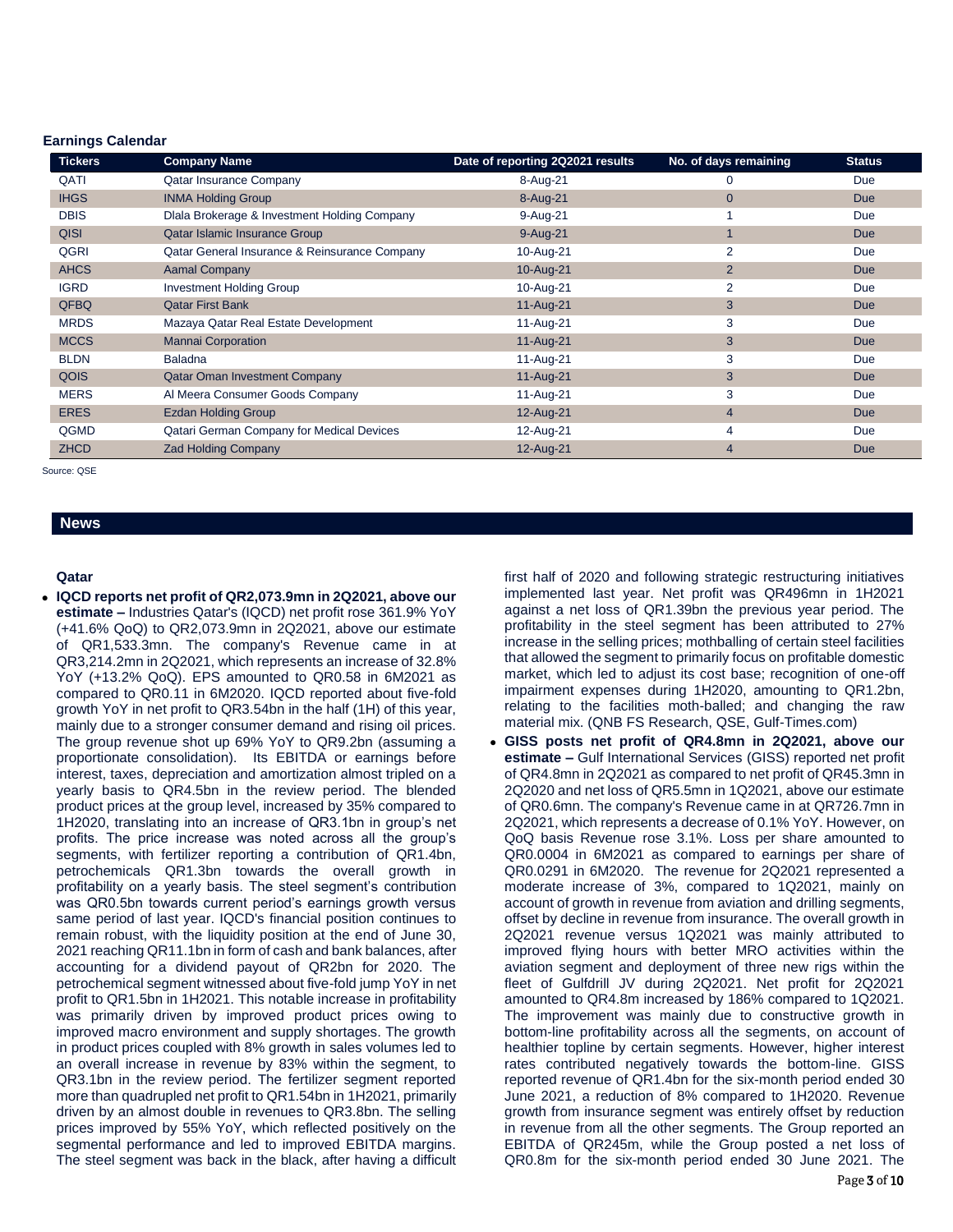## Earnings Calendar

| Tickers | Company Name | Date of reporting 2Q2021 results | No. of days remaining | Status |
|---|---|---|---|---|
| QATI | Qatar Insurance Company | 8-Aug-21 | 0 | Due |
| IHGS | INMA Holding Group | 8-Aug-21 | 0 | Due |
| DBIS | Dlala Brokerage & Investment Holding Company | 9-Aug-21 | 1 | Due |
| QISI | Qatar Islamic Insurance Group | 9-Aug-21 | 1 | Due |
| QGRI | Qatar General Insurance & Reinsurance Company | 10-Aug-21 | 2 | Due |
| AHCS | Aamal Company | 10-Aug-21 | 2 | Due |
| IGRD | Investment Holding Group | 10-Aug-21 | 2 | Due |
| QFBQ | Qatar First Bank | 11-Aug-21 | 3 | Due |
| MRDS | Mazaya Qatar Real Estate Development | 11-Aug-21 | 3 | Due |
| MCCS | Mannai Corporation | 11-Aug-21 | 3 | Due |
| BLDN | Baladna | 11-Aug-21 | 3 | Due |
| QOIS | Qatar Oman Investment Company | 11-Aug-21 | 3 | Due |
| MERS | Al Meera Consumer Goods Company | 11-Aug-21 | 3 | Due |
| ERES | Ezdan Holding Group | 12-Aug-21 | 4 | Due |
| QGMD | Qatari German Company for Medical Devices | 12-Aug-21 | 4 | Due |
| ZHCD | Zad Holding Company | 12-Aug-21 | 4 | Due |

Source: QSE

## News

### Qatar

- **IQCD reports net profit of QR2,073.9mn in 2Q2021, above our estimate –** Industries Qatar's (IQCD) net profit rose 361.9% YoY (+41.6% QoQ) to QR2,073.9mn in 2Q2021, above our estimate of QR1,533.3mn. The company's Revenue came in at QR3,214.2mn in 2Q2021, which represents an increase of 32.8% YoY (+13.2% QoQ). EPS amounted to QR0.58 in 6M2021 as compared to QR0.11 in 6M2020. IQCD reported about five-fold growth YoY in net profit to QR3.54bn in the half (1H) of this year, mainly due to a stronger consumer demand and rising oil prices. The group revenue shot up 69% YoY to QR9.2bn (assuming a proportionate consolidation). Its EBITDA or earnings before interest, taxes, depreciation and amortization almost tripled on a yearly basis to QR4.5bn in the review period. The blended product prices at the group level, increased by 35% compared to 1H2020, translating into an increase of QR3.1bn in group's net profits. The price increase was noted across all the group's segments, with fertilizer reporting a contribution of QR1.4bn, petrochemicals QR1.3bn towards the overall growth in profitability on a yearly basis. The steel segment's contribution was QR0.5bn towards current period's earnings growth versus same period of last year. IQCD's financial position continues to remain robust, with the liquidity position at the end of June 30, 2021 reaching QR11.1bn in form of cash and bank balances, after accounting for a dividend payout of QR2bn for 2020. The petrochemical segment witnessed about five-fold jump YoY in net profit to QR1.5bn in 1H2021. This notable increase in profitability was primarily driven by improved product prices owing to improved macro environment and supply shortages. The growth in product prices coupled with 8% growth in sales volumes led to an overall increase in revenue by 83% within the segment, to QR3.1bn in the review period. The fertilizer segment reported more than quadrupled net profit to QR1.54bn in 1H2021, primarily driven by an almost double in revenues to QR3.8bn. The selling prices improved by 55% YoY, which reflected positively on the segmental performance and led to improved EBITDA margins. The steel segment was back in the black, after having a difficult first half of 2020 and following strategic restructuring initiatives implemented last year. Net profit was QR496mn in 1H2021 against a net loss of QR1.39bn the previous year period. The profitability in the steel segment has been attributed to 27% increase in the selling prices; mothballing of certain steel facilities that allowed the segment to primarily focus on profitable domestic market, which led to adjust its cost base; recognition of one-off impairment expenses during 1H2020, amounting to QR1.2bn, relating to the facilities moth-balled; and changing the raw material mix. (QNB FS Research, QSE, Gulf-Times.com)
- **GISS posts net profit of QR4.8mn in 2Q2021, above our estimate –** Gulf International Services (GISS) reported net profit of QR4.8mn in 2Q2021 as compared to net profit of QR45.3mn in 2Q2020 and net loss of QR5.5mn in 1Q2021, above our estimate of QR0.6mn. The company's Revenue came in at QR726.7mn in 2Q2021, which represents a decrease of 0.1% YoY. However, on QoQ basis Revenue rose 3.1%. Loss per share amounted to QR0.0004 in 6M2021 as compared to earnings per share of QR0.0291 in 6M2020. The revenue for 2Q2021 represented a moderate increase of 3%, compared to 1Q2021, mainly on account of growth in revenue from aviation and drilling segments, offset by decline in revenue from insurance. The overall growth in 2Q2021 revenue versus 1Q2021 was mainly attributed to improved flying hours with better MRO activities within the aviation segment and deployment of three new rigs within the fleet of Gulfdrill JV during 2Q2021. Net profit for 2Q2021 amounted to QR4.8m increased by 186% compared to 1Q2021. The improvement was mainly due to constructive growth in bottom-line profitability across all the segments, on account of healthier topline by certain segments. However, higher interest rates contributed negatively towards the bottom-line. GISS reported revenue of QR1.4bn for the six-month period ended 30 June 2021, a reduction of 8% compared to 1H2020. Revenue growth from insurance segment was entirely offset by reduction in revenue from all the other segments. The Group reported an EBITDA of QR245m, while the Group posted a net loss of QR0.8m for the six-month period ended 30 June 2021. The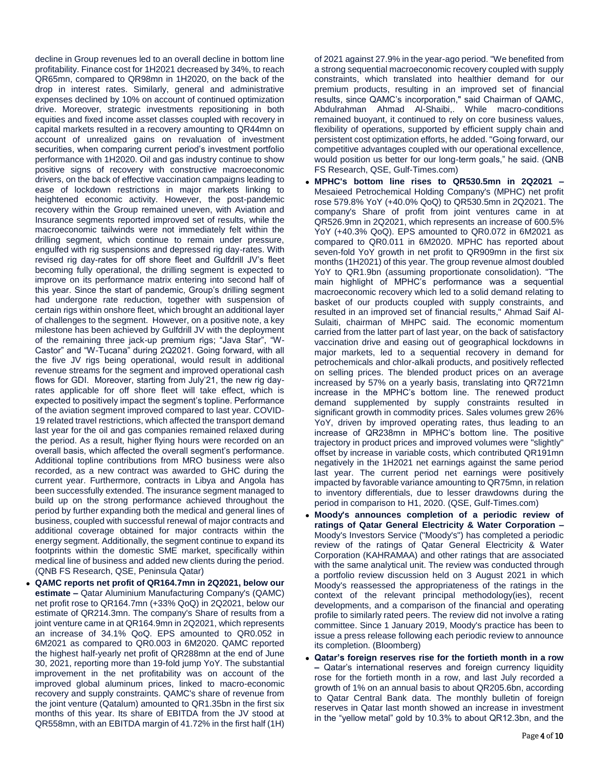decline in Group revenues led to an overall decline in bottom line profitability. Finance cost for 1H2021 decreased by 34%, to reach QR65mn, compared to QR98mn in 1H2020, on the back of the drop in interest rates. Similarly, general and administrative expenses declined by 10% on account of continued optimization drive. Moreover, strategic investments repositioning in both equities and fixed income asset classes coupled with recovery in capital markets resulted in a recovery amounting to QR44mn on account of unrealized gains on revaluation of investment securities, when comparing current period's investment portfolio performance with 1H2020. Oil and gas industry continue to show positive signs of recovery with constructive macroeconomic drivers, on the back of effective vaccination campaigns leading to ease of lockdown restrictions in major markets linking to heightened economic activity. However, the post-pandemic recovery within the Group remained uneven, with Aviation and Insurance segments reported improved set of results, while the macroeconomic tailwinds were not immediately felt within the drilling segment, which continue to remain under pressure, engulfed with rig suspensions and depressed rig day-rates. With revised rig day-rates for off shore fleet and Gulfdrill JV's fleet becoming fully operational, the drilling segment is expected to improve on its performance matrix entering into second half of this year. Since the start of pandemic, Group's drilling segment had undergone rate reduction, together with suspension of certain rigs within onshore fleet, which brought an additional layer of challenges to the segment. However, on a positive note, a key milestone has been achieved by Gulfdrill JV with the deployment of the remaining three jack-up premium rigs; "Java Star", "W-Castor" and "W-Tucana" during 2Q2021. Going forward, with all the five JV rigs being operational, would result in additional revenue streams for the segment and improved operational cash flows for GDI. Moreover, starting from July'21, the new rig day-rates applicable for off shore fleet will take effect, which is expected to positively impact the segment's topline. Performance of the aviation segment improved compared to last year. COVID-19 related travel restrictions, which affected the transport demand last year for the oil and gas companies remained relaxed during the period. As a result, higher flying hours were recorded on an overall basis, which affected the overall segment's performance. Additional topline contributions from MRO business were also recorded, as a new contract was awarded to GHC during the current year. Furthermore, contracts in Libya and Angola has been successfully extended. The insurance segment managed to build up on the strong performance achieved throughout the period by further expanding both the medical and general lines of business, coupled with successful renewal of major contracts and additional coverage obtained for major contracts within the energy segment. Additionally, the segment continue to expand its footprints within the domestic SME market, specifically within medical line of business and added new clients during the period. (QNB FS Research, QSE, Peninsula Qatar)

- **QAMC reports net profit of QR164.7mn in 2Q2021, below our estimate –** Qatar Aluminium Manufacturing Company's (QAMC) net profit rose to QR164.7mn (+33% QoQ) in 2Q2021, below our estimate of QR214.3mn. The company's Share of results from a joint venture came in at QR164.9mn in 2Q2021, which represents an increase of 34.1% QoQ. EPS amounted to QR0.052 in 6M2021 as compared to QR0.003 in 6M2020. QAMC reported the highest half-yearly net profit of QR288mn at the end of June 30, 2021, reporting more than 19-fold jump YoY. The substantial improvement in the net profitability was on account of the improved global aluminum prices, linked to macro-economic recovery and supply constraints. QAMC's share of revenue from the joint venture (Qatalum) amounted to QR1.35bn in the first six months of this year. Its share of EBITDA from the JV stood at QR558mn, with an EBITDA margin of 41.72% in the first half (1H) of 2021 against 27.9% in the year-ago period. "We benefited from a strong sequential macroeconomic recovery coupled with supply constraints, which translated into healthier demand for our premium products, resulting in an improved set of financial results, since QAMC's incorporation," said Chairman of QAMC, Abdulrahman Ahmad Al-Shaibi,. While macro-conditions remained buoyant, it continued to rely on core business values, flexibility of operations, supported by efficient supply chain and persistent cost optimization efforts, he added. "Going forward, our competitive advantages coupled with our operational excellence, would position us better for our long-term goals," he said. (QNB FS Research, QSE, Gulf-Times.com)
- **MPHC's bottom line rises to QR530.5mn in 2Q2021 –** Mesaieed Petrochemical Holding Company's (MPHC) net profit rose 579.8% YoY (+40.0% QoQ) to QR530.5mn in 2Q2021. The company's Share of profit from joint ventures came in at QR526.9mn in 2Q2021, which represents an increase of 600.5% YoY (+40.3% QoQ). EPS amounted to QR0.072 in 6M2021 as compared to QR0.011 in 6M2020. MPHC has reported about seven-fold YoY growth in net profit to QR909mn in the first six months (1H2021) of this year. The group revenue almost doubled YoY to QR1.9bn (assuming proportionate consolidation). "The main highlight of MPHC's performance was a sequential macroeconomic recovery which led to a solid demand relating to basket of our products coupled with supply constraints, and resulted in an improved set of financial results," Ahmad Saif Al-Sulaiti, chairman of MHPC said. The economic momentum carried from the latter part of last year, on the back of satisfactory vaccination drive and easing out of geographical lockdowns in major markets, led to a sequential recovery in demand for petrochemicals and chlor-alkali products, and positively reflected on selling prices. The blended product prices on an average increased by 57% on a yearly basis, translating into QR721mn increase in the MPHC's bottom line. The renewed product demand supplemented by supply constraints resulted in significant growth in commodity prices. Sales volumes grew 26% YoY, driven by improved operating rates, thus leading to an increase of QR238mn in MPHC's bottom line. The positive trajectory in product prices and improved volumes were "slightly" offset by increase in variable costs, which contributed QR191mn negatively in the 1H2021 net earnings against the same period last year. The current period net earnings were positively impacted by favorable variance amounting to QR75mn, in relation to inventory differentials, due to lesser drawdowns during the period in comparison to H1, 2020. (QSE, Gulf-Times.com)
- **Moody's announces completion of a periodic review of ratings of Qatar General Electricity & Water Corporation –** Moody's Investors Service ("Moody's") has completed a periodic review of the ratings of Qatar General Electricity & Water Corporation (KAHRAMAA) and other ratings that are associated with the same analytical unit. The review was conducted through a portfolio review discussion held on 3 August 2021 in which Moody's reassessed the appropriateness of the ratings in the context of the relevant principal methodology(ies), recent developments, and a comparison of the financial and operating profile to similarly rated peers. The review did not involve a rating committee. Since 1 January 2019, Moody's practice has been to issue a press release following each periodic review to announce its completion. (Bloomberg)
- **Qatar's foreign reserves rise for the fortieth month in a row –** Qatar's international reserves and foreign currency liquidity rose for the fortieth month in a row, and last July recorded a growth of 1% on an annual basis to about QR205.6bn, according to Qatar Central Bank data. The monthly bulletin of foreign reserves in Qatar last month showed an increase in investment in the "yellow metal" gold by 10.3% to about QR12.3bn, and the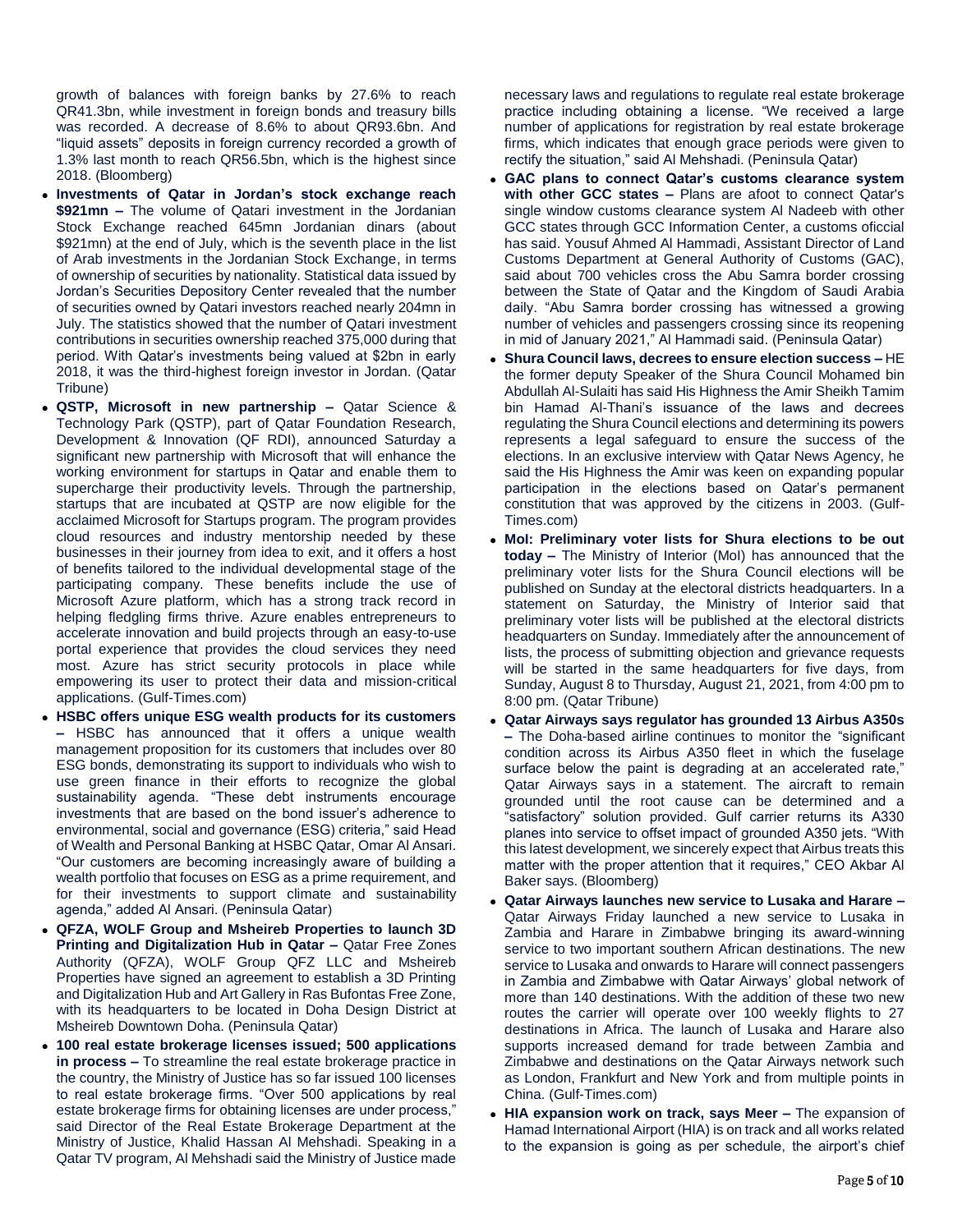growth of balances with foreign banks by 27.6% to reach QR41.3bn, while investment in foreign bonds and treasury bills was recorded. A decrease of 8.6% to about QR93.6bn. And "liquid assets" deposits in foreign currency recorded a growth of 1.3% last month to reach QR56.5bn, which is the highest since 2018. (Bloomberg)

- **Investments of Qatar in Jordan's stock exchange reach $921mn –** The volume of Qatari investment in the Jordanian Stock Exchange reached 645mn Jordanian dinars (about $921mn) at the end of July, which is the seventh place in the list of Arab investments in the Jordanian Stock Exchange, in terms of ownership of securities by nationality. Statistical data issued by Jordan's Securities Depository Center revealed that the number of securities owned by Qatari investors reached nearly 204mn in July. The statistics showed that the number of Qatari investment contributions in securities ownership reached 375,000 during that period. With Qatar's investments being valued at $2bn in early 2018, it was the third-highest foreign investor in Jordan. (Qatar Tribune)
- **QSTP, Microsoft in new partnership –** Qatar Science & Technology Park (QSTP), part of Qatar Foundation Research, Development & Innovation (QF RDI), announced Saturday a significant new partnership with Microsoft that will enhance the working environment for startups in Qatar and enable them to supercharge their productivity levels. Through the partnership, startups that are incubated at QSTP are now eligible for the acclaimed Microsoft for Startups program. The program provides cloud resources and industry mentorship needed by these businesses in their journey from idea to exit, and it offers a host of benefits tailored to the individual developmental stage of the participating company. These benefits include the use of Microsoft Azure platform, which has a strong track record in helping fledgling firms thrive. Azure enables entrepreneurs to accelerate innovation and build projects through an easy-to-use portal experience that provides the cloud services they need most. Azure has strict security protocols in place while empowering its user to protect their data and mission-critical applications. (Gulf-Times.com)
- **HSBC offers unique ESG wealth products for its customers –** HSBC has announced that it offers a unique wealth management proposition for its customers that includes over 80 ESG bonds, demonstrating its support to individuals who wish to use green finance in their efforts to recognize the global sustainability agenda. "These debt instruments encourage investments that are based on the bond issuer's adherence to environmental, social and governance (ESG) criteria," said Head of Wealth and Personal Banking at HSBC Qatar, Omar Al Ansari. "Our customers are becoming increasingly aware of building a wealth portfolio that focuses on ESG as a prime requirement, and for their investments to support climate and sustainability agenda," added Al Ansari. (Peninsula Qatar)
- **QFZA, WOLF Group and Msheireb Properties to launch 3D Printing and Digitalization Hub in Qatar –** Qatar Free Zones Authority (QFZA), WOLF Group QFZ LLC and Msheireb Properties have signed an agreement to establish a 3D Printing and Digitalization Hub and Art Gallery in Ras Bufontas Free Zone, with its headquarters to be located in Doha Design District at Msheireb Downtown Doha. (Peninsula Qatar)
- **100 real estate brokerage licenses issued; 500 applications in process –** To streamline the real estate brokerage practice in the country, the Ministry of Justice has so far issued 100 licenses to real estate brokerage firms. "Over 500 applications by real estate brokerage firms for obtaining licenses are under process," said Director of the Real Estate Brokerage Department at the Ministry of Justice, Khalid Hassan Al Mehshadi. Speaking in a Qatar TV program, Al Mehshadi said the Ministry of Justice made necessary laws and regulations to regulate real estate brokerage practice including obtaining a license. "We received a large number of applications for registration by real estate brokerage firms, which indicates that enough grace periods were given to rectify the situation," said Al Mehshadi. (Peninsula Qatar)
- **GAC plans to connect Qatar's customs clearance system with other GCC states –** Plans are afoot to connect Qatar's single window customs clearance system Al Nadeeb with other GCC states through GCC Information Center, a customs oficcial has said. Yousuf Ahmed Al Hammadi, Assistant Director of Land Customs Department at General Authority of Customs (GAC), said about 700 vehicles cross the Abu Samra border crossing between the State of Qatar and the Kingdom of Saudi Arabia daily. "Abu Samra border crossing has witnessed a growing number of vehicles and passengers crossing since its reopening in mid of January 2021," Al Hammadi said. (Peninsula Qatar)
- **Shura Council laws, decrees to ensure election success –** HE the former deputy Speaker of the Shura Council Mohamed bin Abdullah Al-Sulaiti has said His Highness the Amir Sheikh Tamim bin Hamad Al-Thani's issuance of the laws and decrees regulating the Shura Council elections and determining its powers represents a legal safeguard to ensure the success of the elections. In an exclusive interview with Qatar News Agency, he said the His Highness the Amir was keen on expanding popular participation in the elections based on Qatar's permanent constitution that was approved by the citizens in 2003. (Gulf-Times.com)
- **MoI: Preliminary voter lists for Shura elections to be out today –** The Ministry of Interior (MoI) has announced that the preliminary voter lists for the Shura Council elections will be published on Sunday at the electoral districts headquarters. In a statement on Saturday, the Ministry of Interior said that preliminary voter lists will be published at the electoral districts headquarters on Sunday. Immediately after the announcement of lists, the process of submitting objection and grievance requests will be started in the same headquarters for five days, from Sunday, August 8 to Thursday, August 21, 2021, from 4:00 pm to 8:00 pm. (Qatar Tribune)
- **Qatar Airways says regulator has grounded 13 Airbus A350s –** The Doha-based airline continues to monitor the "significant condition across its Airbus A350 fleet in which the fuselage surface below the paint is degrading at an accelerated rate," Qatar Airways says in a statement. The aircraft to remain grounded until the root cause can be determined and a "satisfactory" solution provided. Gulf carrier returns its A330 planes into service to offset impact of grounded A350 jets. "With this latest development, we sincerely expect that Airbus treats this matter with the proper attention that it requires," CEO Akbar Al Baker says. (Bloomberg)
- **Qatar Airways launches new service to Lusaka and Harare –** Qatar Airways Friday launched a new service to Lusaka in Zambia and Harare in Zimbabwe bringing its award-winning service to two important southern African destinations. The new service to Lusaka and onwards to Harare will connect passengers in Zambia and Zimbabwe with Qatar Airways' global network of more than 140 destinations. With the addition of these two new routes the carrier will operate over 100 weekly flights to 27 destinations in Africa. The launch of Lusaka and Harare also supports increased demand for trade between Zambia and Zimbabwe and destinations on the Qatar Airways network such as London, Frankfurt and New York and from multiple points in China. (Gulf-Times.com)
- **HIA expansion work on track, says Meer –** The expansion of Hamad International Airport (HIA) is on track and all works related to the expansion is going as per schedule, the airport's chief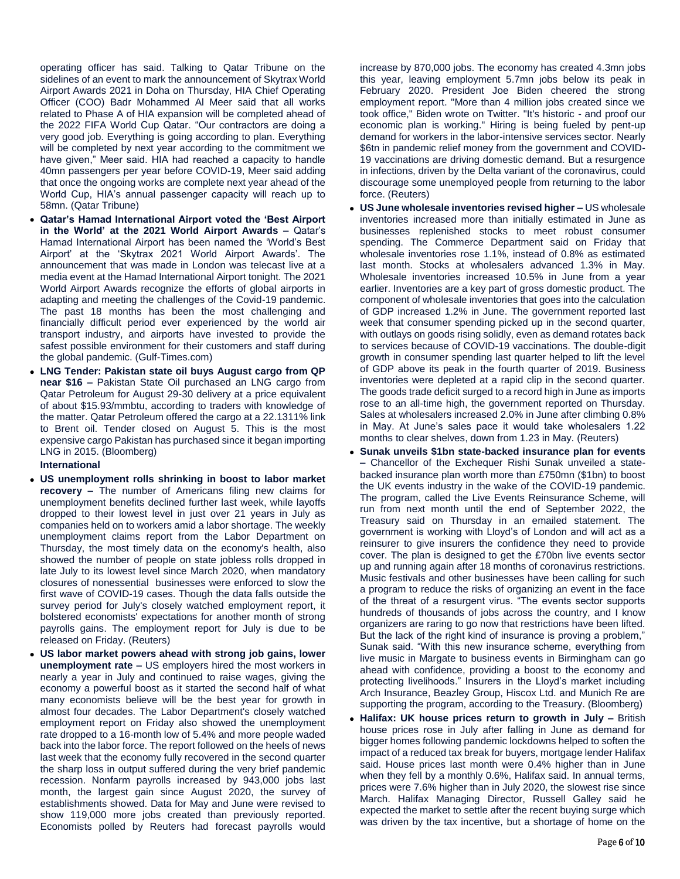operating officer has said. Talking to Qatar Tribune on the sidelines of an event to mark the announcement of Skytrax World Airport Awards 2021 in Doha on Thursday, HIA Chief Operating Officer (COO) Badr Mohammed Al Meer said that all works related to Phase A of HIA expansion will be completed ahead of the 2022 FIFA World Cup Qatar. "Our contractors are doing a very good job. Everything is going according to plan. Everything will be completed by next year according to the commitment we have given," Meer said. HIA had reached a capacity to handle 40mn passengers per year before COVID-19, Meer said adding that once the ongoing works are complete next year ahead of the World Cup, HIA's annual passenger capacity will reach up to 58mn. (Qatar Tribune)

- **Qatar's Hamad International Airport voted the 'Best Airport in the World' at the 2021 World Airport Awards –** Qatar's Hamad International Airport has been named the 'World's Best Airport' at the 'Skytrax 2021 World Airport Awards'. The announcement that was made in London was telecast live at a media event at the Hamad International Airport tonight. The 2021 World Airport Awards recognize the efforts of global airports in adapting and meeting the challenges of the Covid-19 pandemic. The past 18 months has been the most challenging and financially difficult period ever experienced by the world air transport industry, and airports have invested to provide the safest possible environment for their customers and staff during the global pandemic. (Gulf-Times.com)
- **LNG Tender: Pakistan state oil buys August cargo from QP near $16 –** Pakistan State Oil purchased an LNG cargo from Qatar Petroleum for August 29-30 delivery at a price equivalent of about $15.93/mmbtu, according to traders with knowledge of the matter. Qatar Petroleum offered the cargo at a 22.1311% link to Brent oil. Tender closed on August 5. This is the most expensive cargo Pakistan has purchased since it began importing LNG in 2015. (Bloomberg)

**International**

- **US unemployment rolls shrinking in boost to labor market recovery –** The number of Americans filing new claims for unemployment benefits declined further last week, while layoffs dropped to their lowest level in just over 21 years in July as companies held on to workers amid a labor shortage. The weekly unemployment claims report from the Labor Department on Thursday, the most timely data on the economy's health, also showed the number of people on state jobless rolls dropped in late July to its lowest level since March 2020, when mandatory closures of nonessential businesses were enforced to slow the first wave of COVID-19 cases. Though the data falls outside the survey period for July's closely watched employment report, it bolstered economists' expectations for another month of strong payrolls gains. The employment report for July is due to be released on Friday. (Reuters)
- **US labor market powers ahead with strong job gains, lower unemployment rate –** US employers hired the most workers in nearly a year in July and continued to raise wages, giving the economy a powerful boost as it started the second half of what many economists believe will be the best year for growth in almost four decades. The Labor Department's closely watched employment report on Friday also showed the unemployment rate dropped to a 16-month low of 5.4% and more people waded back into the labor force. The report followed on the heels of news last week that the economy fully recovered in the second quarter the sharp loss in output suffered during the very brief pandemic recession. Nonfarm payrolls increased by 943,000 jobs last month, the largest gain since August 2020, the survey of establishments showed. Data for May and June were revised to show 119,000 more jobs created than previously reported. Economists polled by Reuters had forecast payrolls would increase by 870,000 jobs. The economy has created 4.3mn jobs this year, leaving employment 5.7mn jobs below its peak in February 2020. President Joe Biden cheered the strong employment report. "More than 4 million jobs created since we took office," Biden wrote on Twitter. "It's historic - and proof our economic plan is working." Hiring is being fueled by pent-up demand for workers in the labor-intensive services sector. Nearly $6tn in pandemic relief money from the government and COVID-19 vaccinations are driving domestic demand. But a resurgence in infections, driven by the Delta variant of the coronavirus, could discourage some unemployed people from returning to the labor force. (Reuters)
- **US June wholesale inventories revised higher –** US wholesale inventories increased more than initially estimated in June as businesses replenished stocks to meet robust consumer spending. The Commerce Department said on Friday that wholesale inventories rose 1.1%, instead of 0.8% as estimated last month. Stocks at wholesalers advanced 1.3% in May. Wholesale inventories increased 10.5% in June from a year earlier. Inventories are a key part of gross domestic product. The component of wholesale inventories that goes into the calculation of GDP increased 1.2% in June. The government reported last week that consumer spending picked up in the second quarter, with outlays on goods rising solidly, even as demand rotates back to services because of COVID-19 vaccinations. The double-digit growth in consumer spending last quarter helped to lift the level of GDP above its peak in the fourth quarter of 2019. Business inventories were depleted at a rapid clip in the second quarter. The goods trade deficit surged to a record high in June as imports rose to an all-time high, the government reported on Thursday. Sales at wholesalers increased 2.0% in June after climbing 0.8% in May. At June's sales pace it would take wholesalers 1.22 months to clear shelves, down from 1.23 in May. (Reuters)
- **Sunak unveils $1bn state-backed insurance plan for events –** Chancellor of the Exchequer Rishi Sunak unveiled a state-backed insurance plan worth more than £750mn ($1bn) to boost the UK events industry in the wake of the COVID-19 pandemic. The program, called the Live Events Reinsurance Scheme, will run from next month until the end of September 2022, the Treasury said on Thursday in an emailed statement. The government is working with Lloyd's of London and will act as a reinsurer to give insurers the confidence they need to provide cover. The plan is designed to get the £70bn live events sector up and running again after 18 months of coronavirus restrictions. Music festivals and other businesses have been calling for such a program to reduce the risks of organizing an event in the face of the threat of a resurgent virus. "The events sector supports hundreds of thousands of jobs across the country, and I know organizers are raring to go now that restrictions have been lifted. But the lack of the right kind of insurance is proving a problem," Sunak said. "With this new insurance scheme, everything from live music in Margate to business events in Birmingham can go ahead with confidence, providing a boost to the economy and protecting livelihoods." Insurers in the Lloyd's market including Arch Insurance, Beazley Group, Hiscox Ltd. and Munich Re are supporting the program, according to the Treasury. (Bloomberg)
- **Halifax: UK house prices return to growth in July –** British house prices rose in July after falling in June as demand for bigger homes following pandemic lockdowns helped to soften the impact of a reduced tax break for buyers, mortgage lender Halifax said. House prices last month were 0.4% higher than in June when they fell by a monthly 0.6%, Halifax said. In annual terms, prices were 7.6% higher than in July 2020, the slowest rise since March. Halifax Managing Director, Russell Galley said he expected the market to settle after the recent buying surge which was driven by the tax incentive, but a shortage of home on the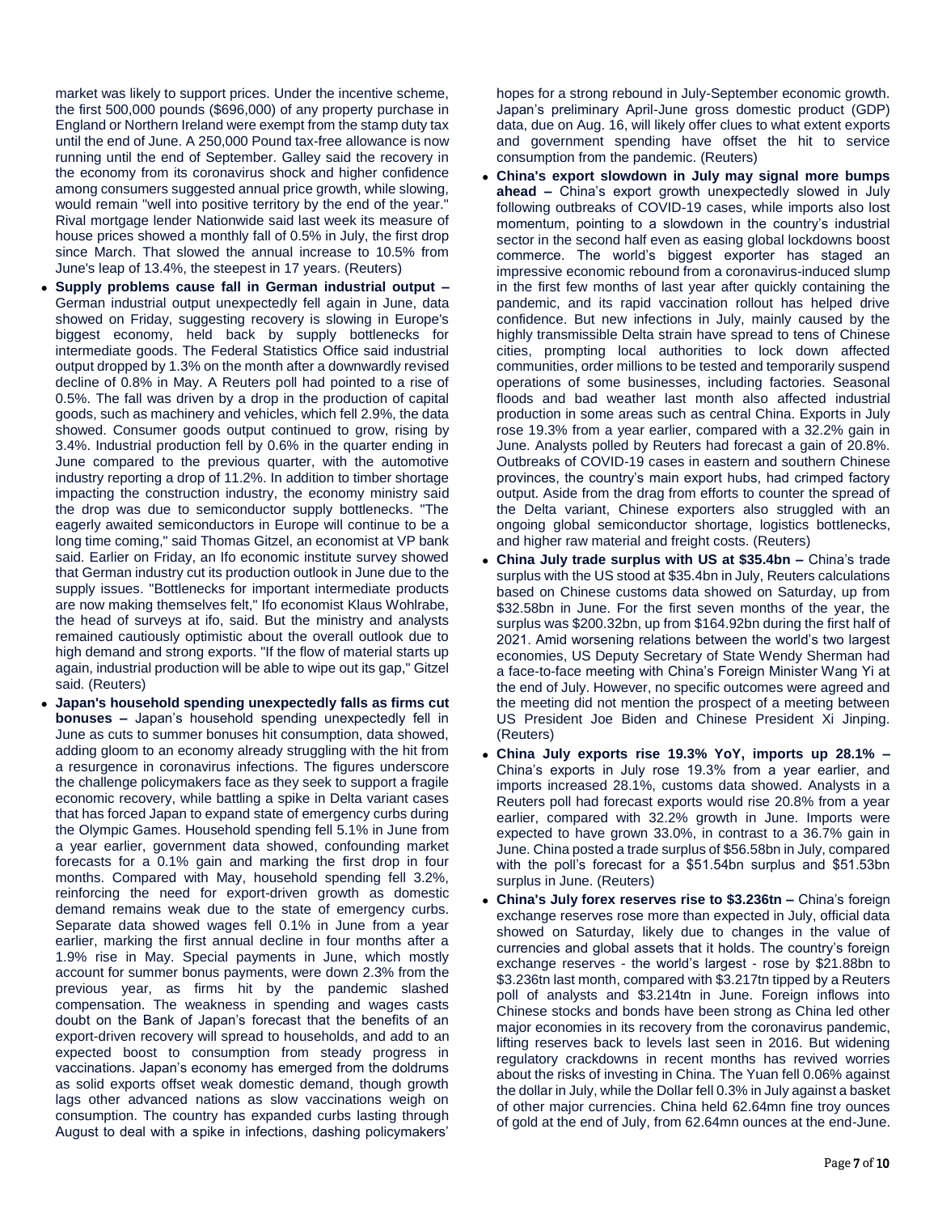market was likely to support prices. Under the incentive scheme, the first 500,000 pounds ($696,000) of any property purchase in England or Northern Ireland were exempt from the stamp duty tax until the end of June. A 250,000 Pound tax-free allowance is now running until the end of September. Galley said the recovery in the economy from its coronavirus shock and higher confidence among consumers suggested annual price growth, while slowing, would remain "well into positive territory by the end of the year." Rival mortgage lender Nationwide said last week its measure of house prices showed a monthly fall of 0.5% in July, the first drop since March. That slowed the annual increase to 10.5% from June's leap of 13.4%, the steepest in 17 years. (Reuters)

- **Supply problems cause fall in German industrial output –** German industrial output unexpectedly fell again in June, data showed on Friday, suggesting recovery is slowing in Europe's biggest economy, held back by supply bottlenecks for intermediate goods. The Federal Statistics Office said industrial output dropped by 1.3% on the month after a downwardly revised decline of 0.8% in May. A Reuters poll had pointed to a rise of 0.5%. The fall was driven by a drop in the production of capital goods, such as machinery and vehicles, which fell 2.9%, the data showed. Consumer goods output continued to grow, rising by 3.4%. Industrial production fell by 0.6% in the quarter ending in June compared to the previous quarter, with the automotive industry reporting a drop of 11.2%. In addition to timber shortage impacting the construction industry, the economy ministry said the drop was due to semiconductor supply bottlenecks. "The eagerly awaited semiconductors in Europe will continue to be a long time coming," said Thomas Gitzel, an economist at VP bank said. Earlier on Friday, an Ifo economic institute survey showed that German industry cut its production outlook in June due to the supply issues. "Bottlenecks for important intermediate products are now making themselves felt," Ifo economist Klaus Wohlrabe, the head of surveys at ifo, said. But the ministry and analysts remained cautiously optimistic about the overall outlook due to high demand and strong exports. "If the flow of material starts up again, industrial production will be able to wipe out its gap," Gitzel said. (Reuters)
- **Japan's household spending unexpectedly falls as firms cut bonuses –** Japan's household spending unexpectedly fell in June as cuts to summer bonuses hit consumption, data showed, adding gloom to an economy already struggling with the hit from a resurgence in coronavirus infections. The figures underscore the challenge policymakers face as they seek to support a fragile economic recovery, while battling a spike in Delta variant cases that has forced Japan to expand state of emergency curbs during the Olympic Games. Household spending fell 5.1% in June from a year earlier, government data showed, confounding market forecasts for a 0.1% gain and marking the first drop in four months. Compared with May, household spending fell 3.2%, reinforcing the need for export-driven growth as domestic demand remains weak due to the state of emergency curbs. Separate data showed wages fell 0.1% in June from a year earlier, marking the first annual decline in four months after a 1.9% rise in May. Special payments in June, which mostly account for summer bonus payments, were down 2.3% from the previous year, as firms hit by the pandemic slashed compensation. The weakness in spending and wages casts doubt on the Bank of Japan's forecast that the benefits of an export-driven recovery will spread to households, and add to an expected boost to consumption from steady progress in vaccinations. Japan's economy has emerged from the doldrums as solid exports offset weak domestic demand, though growth lags other advanced nations as slow vaccinations weigh on consumption. The country has expanded curbs lasting through August to deal with a spike in infections, dashing policymakers' hopes for a strong rebound in July-September economic growth. Japan's preliminary April-June gross domestic product (GDP) data, due on Aug. 16, will likely offer clues to what extent exports and government spending have offset the hit to service consumption from the pandemic. (Reuters)
- **China's export slowdown in July may signal more bumps ahead –** China's export growth unexpectedly slowed in July following outbreaks of COVID-19 cases, while imports also lost momentum, pointing to a slowdown in the country's industrial sector in the second half even as easing global lockdowns boost commerce. The world's biggest exporter has staged an impressive economic rebound from a coronavirus-induced slump in the first few months of last year after quickly containing the pandemic, and its rapid vaccination rollout has helped drive confidence. But new infections in July, mainly caused by the highly transmissible Delta strain have spread to tens of Chinese cities, prompting local authorities to lock down affected communities, order millions to be tested and temporarily suspend operations of some businesses, including factories. Seasonal floods and bad weather last month also affected industrial production in some areas such as central China. Exports in July rose 19.3% from a year earlier, compared with a 32.2% gain in June. Analysts polled by Reuters had forecast a gain of 20.8%. Outbreaks of COVID-19 cases in eastern and southern Chinese provinces, the country's main export hubs, had crimped factory output. Aside from the drag from efforts to counter the spread of the Delta variant, Chinese exporters also struggled with an ongoing global semiconductor shortage, logistics bottlenecks, and higher raw material and freight costs. (Reuters)
- **China July trade surplus with US at $35.4bn –** China's trade surplus with the US stood at $35.4bn in July, Reuters calculations based on Chinese customs data showed on Saturday, up from $32.58bn in June. For the first seven months of the year, the surplus was $200.32bn, up from $164.92bn during the first half of 2021. Amid worsening relations between the world's two largest economies, US Deputy Secretary of State Wendy Sherman had a face-to-face meeting with China's Foreign Minister Wang Yi at the end of July. However, no specific outcomes were agreed and the meeting did not mention the prospect of a meeting between US President Joe Biden and Chinese President Xi Jinping. (Reuters)
- **China July exports rise 19.3% YoY, imports up 28.1% –** China's exports in July rose 19.3% from a year earlier, and imports increased 28.1%, customs data showed. Analysts in a Reuters poll had forecast exports would rise 20.8% from a year earlier, compared with 32.2% growth in June. Imports were expected to have grown 33.0%, in contrast to a 36.7% gain in June. China posted a trade surplus of $56.58bn in July, compared with the poll's forecast for a $51.54bn surplus and $51.53bn surplus in June. (Reuters)
- **China's July forex reserves rise to $3.236tn –** China's foreign exchange reserves rose more than expected in July, official data showed on Saturday, likely due to changes in the value of currencies and global assets that it holds. The country's foreign exchange reserves - the world's largest - rose by $21.88bn to $3.236tn last month, compared with $3.217tn tipped by a Reuters poll of analysts and $3.214tn in June. Foreign inflows into Chinese stocks and bonds have been strong as China led other major economies in its recovery from the coronavirus pandemic, lifting reserves back to levels last seen in 2016. But widening regulatory crackdowns in recent months has revived worries about the risks of investing in China. The Yuan fell 0.06% against the dollar in July, while the Dollar fell 0.3% in July against a basket of other major currencies. China held 62.64mn fine troy ounces of gold at the end of July, from 62.64mn ounces at the end-June.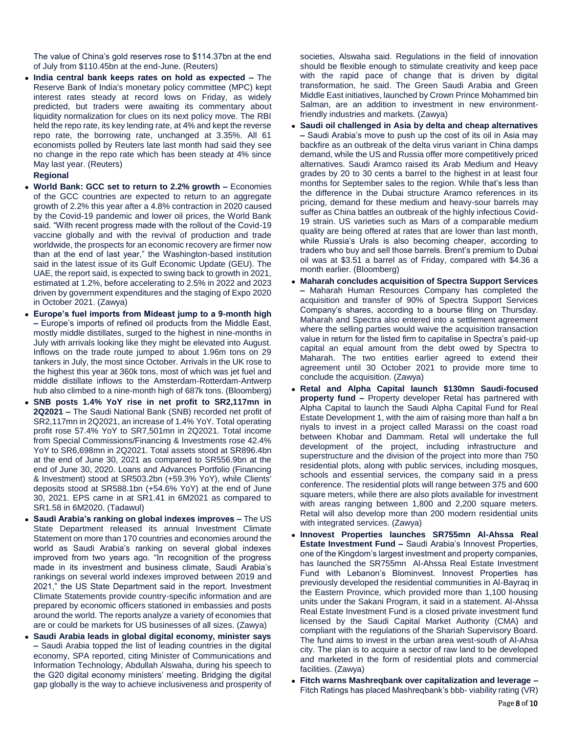The value of China's gold reserves rose to $114.37bn at the end of July from $110.45bn at the end-June. (Reuters)

- **India central bank keeps rates on hold as expected –** The Reserve Bank of India's monetary policy committee (MPC) kept interest rates steady at record lows on Friday, as widely predicted, but traders were awaiting its commentary about liquidity normalization for clues on its next policy move. The RBI held the repo rate, its key lending rate, at 4% and kept the reverse repo rate, the borrowing rate, unchanged at 3.35%. All 61 economists polled by Reuters late last month had said they see no change in the repo rate which has been steady at 4% since May last year. (Reuters)

**Regional**

- **World Bank: GCC set to return to 2.2% growth –** Economies of the GCC countries are expected to return to an aggregate growth of 2.2% this year after a 4.8% contraction in 2020 caused by the Covid-19 pandemic and lower oil prices, the World Bank said. "With recent progress made with the rollout of the Covid-19 vaccine globally and with the revival of production and trade worldwide, the prospects for an economic recovery are firmer now than at the end of last year," the Washington-based institution said in the latest issue of its Gulf Economic Update (GEU). The UAE, the report said, is expected to swing back to growth in 2021, estimated at 1.2%, before accelerating to 2.5% in 2022 and 2023 driven by government expenditures and the staging of Expo 2020 in October 2021. (Zawya)
- **Europe's fuel imports from Mideast jump to a 9-month high –** Europe's imports of refined oil products from the Middle East, mostly middle distillates, surged to the highest in nine-months in July with arrivals looking like they might be elevated into August. Inflows on the trade route jumped to about 1.96m tons on 29 tankers in July, the most since October. Arrivals in the UK rose to the highest this year at 360k tons, most of which was jet fuel and middle distillate inflows to the Amsterdam-Rotterdam-Antwerp hub also climbed to a nine-month high of 687k tons. (Bloomberg)
- **SNB posts 1.4% YoY rise in net profit to SR2,117mn in 2Q2021 –** The Saudi National Bank (SNB) recorded net profit of SR2,117mn in 2Q2021, an increase of 1.4% YoY. Total operating profit rose 57.4% YoY to SR7,501mn in 2Q2021. Total income from Special Commissions/Financing & Investments rose 42.4% YoY to SR6,698mn in 2Q2021. Total assets stood at SR896.4bn at the end of June 30, 2021 as compared to SR556.9bn at the end of June 30, 2020. Loans and Advances Portfolio (Financing & Investment) stood at SR503.2bn (+59.3% YoY), while Clients' deposits stood at SR588.1bn (+54.6% YoY) at the end of June 30, 2021. EPS came in at SR1.41 in 6M2021 as compared to SR1.58 in 6M2020. (Tadawul)
- **Saudi Arabia's ranking on global indexes improves –** The US State Department released its annual Investment Climate Statement on more than 170 countries and economies around the world as Saudi Arabia's ranking on several global indexes improved from two years ago. "In recognition of the progress made in its investment and business climate, Saudi Arabia's rankings on several world indexes improved between 2019 and 2021," the US State Department said in the report. Investment Climate Statements provide country-specific information and are prepared by economic officers stationed in embassies and posts around the world. The reports analyze a variety of economies that are or could be markets for US businesses of all sizes. (Zawya)
- **Saudi Arabia leads in global digital economy, minister says –** Saudi Arabia topped the list of leading countries in the digital economy, SPA reported, citing Minister of Communications and Information Technology, Abdullah Alswaha, during his speech to the G20 digital economy ministers' meeting. Bridging the digital gap globally is the way to achieve inclusiveness and prosperity of societies, Alswaha said. Regulations in the field of innovation should be flexible enough to stimulate creativity and keep pace with the rapid pace of change that is driven by digital transformation, he said. The Green Saudi Arabia and Green Middle East initiatives, launched by Crown Prince Mohammed bin Salman, are an addition to investment in new environment-friendly industries and markets. (Zawya)
- **Saudi oil challenged in Asia by delta and cheap alternatives –** Saudi Arabia's move to push up the cost of its oil in Asia may backfire as an outbreak of the delta virus variant in China damps demand, while the US and Russia offer more competitively priced alternatives. Saudi Aramco raised its Arab Medium and Heavy grades by 20 to 30 cents a barrel to the highest in at least four months for September sales to the region. While that's less than the difference in the Dubai structure Aramco references in its pricing, demand for these medium and heavy-sour barrels may suffer as China battles an outbreak of the highly infectious Covid-19 strain. US varieties such as Mars of a comparable medium quality are being offered at rates that are lower than last month, while Russia's Urals is also becoming cheaper, according to traders who buy and sell those barrels. Brent's premium to Dubai oil was at $3.51 a barrel as of Friday, compared with $4.36 a month earlier. (Bloomberg)
- **Maharah concludes acquisition of Spectra Support Services –** Maharah Human Resources Company has completed the acquisition and transfer of 90% of Spectra Support Services Company's shares, according to a bourse filing on Thursday. Maharah and Spectra also entered into a settlement agreement where the selling parties would waive the acquisition transaction value in return for the listed firm to capitalise in Spectra's paid-up capital an equal amount from the debt owed by Spectra to Maharah. The two entities earlier agreed to extend their agreement until 30 October 2021 to provide more time to conclude the acquisition. (Zawya)
- **Retal and Alpha Capital launch $130mn Saudi-focused property fund –** Property developer Retal has partnered with Alpha Capital to launch the Saudi Alpha Capital Fund for Real Estate Development 1, with the aim of raising more than half a bn riyals to invest in a project called Marassi on the coast road between Khobar and Dammam. Retal will undertake the full development of the project, including infrastructure and superstructure and the division of the project into more than 750 residential plots, along with public services, including mosques, schools and essential services, the company said in a press conference. The residential plots will range between 375 and 600 square meters, while there are also plots available for investment with areas ranging between 1,800 and 2,200 square meters. Retal will also develop more than 200 modern residential units with integrated services. (Zawya)
- **Innovest Properties launches SR755mn Al-Ahssa Real Estate Investment Fund –** Saudi Arabia's Innovest Properties, one of the Kingdom's largest investment and property companies, has launched the SR755mn Al-Ahssa Real Estate Investment Fund with Lebanon's Blominvest. Innovest Properties has previously developed the residential communities in Al-Bayraq in the Eastern Province, which provided more than 1,100 housing units under the Sakani Program, it said in a statement. Al-Ahssa Real Estate Investment Fund is a closed private investment fund licensed by the Saudi Capital Market Authority (CMA) and compliant with the regulations of the Shariah Supervisory Board. The fund aims to invest in the urban area west-south of Al-Ahsa city. The plan is to acquire a sector of raw land to be developed and marketed in the form of residential plots and commercial facilities. (Zawya)
- **Fitch warns Mashreqbank over capitalization and leverage –** Fitch Ratings has placed Mashreqbank's bbb- viability rating (VR)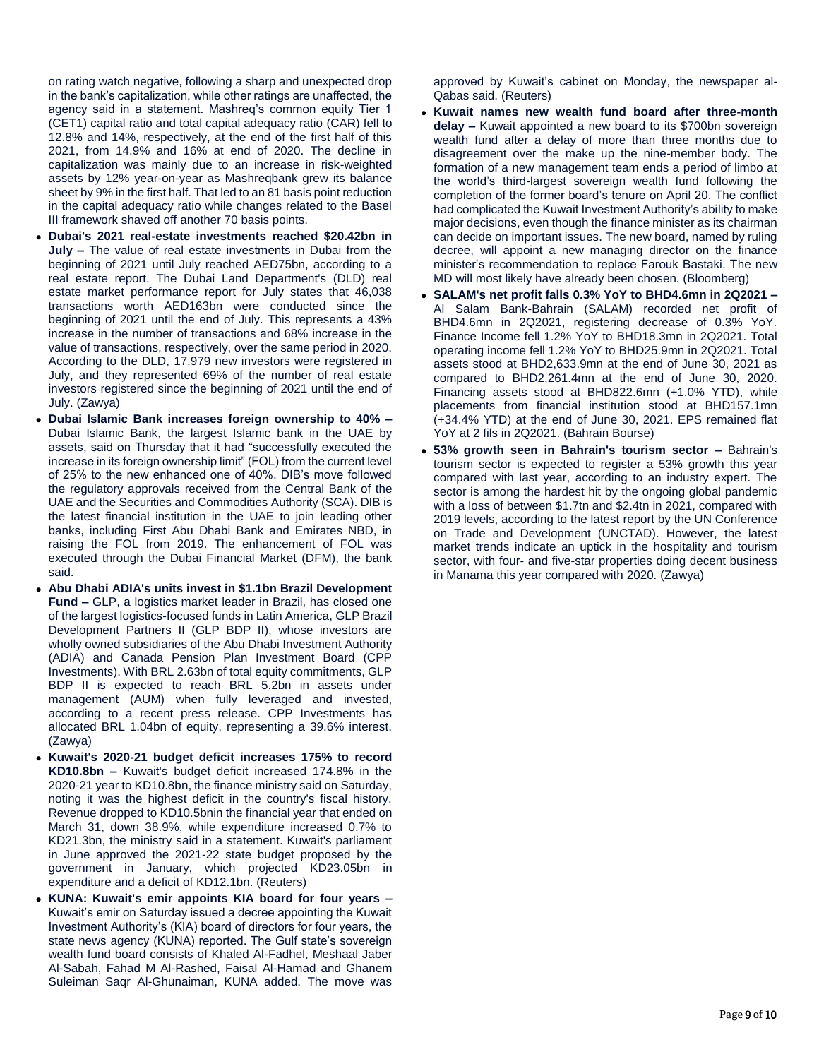on rating watch negative, following a sharp and unexpected drop in the bank's capitalization, while other ratings are unaffected, the agency said in a statement. Mashreq's common equity Tier 1 (CET1) capital ratio and total capital adequacy ratio (CAR) fell to 12.8% and 14%, respectively, at the end of the first half of this 2021, from 14.9% and 16% at end of 2020. The decline in capitalization was mainly due to an increase in risk-weighted assets by 12% year-on-year as Mashreqbank grew its balance sheet by 9% in the first half. That led to an 81 basis point reduction in the capital adequacy ratio while changes related to the Basel III framework shaved off another 70 basis points.

- **Dubai's 2021 real-estate investments reached $20.42bn in July –** The value of real estate investments in Dubai from the beginning of 2021 until July reached AED75bn, according to a real estate report. The Dubai Land Department's (DLD) real estate market performance report for July states that 46,038 transactions worth AED163bn were conducted since the beginning of 2021 until the end of July. This represents a 43% increase in the number of transactions and 68% increase in the value of transactions, respectively, over the same period in 2020. According to the DLD, 17,979 new investors were registered in July, and they represented 69% of the number of real estate investors registered since the beginning of 2021 until the end of July. (Zawya)
- **Dubai Islamic Bank increases foreign ownership to 40% –** Dubai Islamic Bank, the largest Islamic bank in the UAE by assets, said on Thursday that it had "successfully executed the increase in its foreign ownership limit" (FOL) from the current level of 25% to the new enhanced one of 40%. DIB's move followed the regulatory approvals received from the Central Bank of the UAE and the Securities and Commodities Authority (SCA). DIB is the latest financial institution in the UAE to join leading other banks, including First Abu Dhabi Bank and Emirates NBD, in raising the FOL from 2019. The enhancement of FOL was executed through the Dubai Financial Market (DFM), the bank said.
- **Abu Dhabi ADIA's units invest in $1.1bn Brazil Development Fund –** GLP, a logistics market leader in Brazil, has closed one of the largest logistics-focused funds in Latin America, GLP Brazil Development Partners II (GLP BDP II), whose investors are wholly owned subsidiaries of the Abu Dhabi Investment Authority (ADIA) and Canada Pension Plan Investment Board (CPP Investments). With BRL 2.63bn of total equity commitments, GLP BDP II is expected to reach BRL 5.2bn in assets under management (AUM) when fully leveraged and invested, according to a recent press release. CPP Investments has allocated BRL 1.04bn of equity, representing a 39.6% interest. (Zawya)
- **Kuwait's 2020-21 budget deficit increases 175% to record KD10.8bn –** Kuwait's budget deficit increased 174.8% in the 2020-21 year to KD10.8bn, the finance ministry said on Saturday, noting it was the highest deficit in the country's fiscal history. Revenue dropped to KD10.5bnin the financial year that ended on March 31, down 38.9%, while expenditure increased 0.7% to KD21.3bn, the ministry said in a statement. Kuwait's parliament in June approved the 2021-22 state budget proposed by the government in January, which projected KD23.05bn in expenditure and a deficit of KD12.1bn. (Reuters)
- **KUNA: Kuwait's emir appoints KIA board for four years –** Kuwait's emir on Saturday issued a decree appointing the Kuwait Investment Authority's (KIA) board of directors for four years, the state news agency (KUNA) reported. The Gulf state's sovereign wealth fund board consists of Khaled Al-Fadhel, Meshaal Jaber Al-Sabah, Fahad M Al-Rashed, Faisal Al-Hamad and Ghanem Suleiman Saqr Al-Ghunaiman, KUNA added. The move was approved by Kuwait's cabinet on Monday, the newspaper al-Qabas said. (Reuters)
- **Kuwait names new wealth fund board after three-month delay –** Kuwait appointed a new board to its $700bn sovereign wealth fund after a delay of more than three months due to disagreement over the make up the nine-member body. The formation of a new management team ends a period of limbo at the world's third-largest sovereign wealth fund following the completion of the former board's tenure on April 20. The conflict had complicated the Kuwait Investment Authority's ability to make major decisions, even though the finance minister as its chairman can decide on important issues. The new board, named by ruling decree, will appoint a new managing director on the finance minister's recommendation to replace Farouk Bastaki. The new MD will most likely have already been chosen. (Bloomberg)
- **SALAM's net profit falls 0.3% YoY to BHD4.6mn in 2Q2021 –** Al Salam Bank-Bahrain (SALAM) recorded net profit of BHD4.6mn in 2Q2021, registering decrease of 0.3% YoY. Finance Income fell 1.2% YoY to BHD18.3mn in 2Q2021. Total operating income fell 1.2% YoY to BHD25.9mn in 2Q2021. Total assets stood at BHD2,633.9mn at the end of June 30, 2021 as compared to BHD2,261.4mn at the end of June 30, 2020. Financing assets stood at BHD822.6mn (+1.0% YTD), while placements from financial institution stood at BHD157.1mn (+34.4% YTD) at the end of June 30, 2021. EPS remained flat YoY at 2 fils in 2Q2021. (Bahrain Bourse)
- **53% growth seen in Bahrain's tourism sector –** Bahrain's tourism sector is expected to register a 53% growth this year compared with last year, according to an industry expert. The sector is among the hardest hit by the ongoing global pandemic with a loss of between $1.7tn and $2.4tn in 2021, compared with 2019 levels, according to the latest report by the UN Conference on Trade and Development (UNCTAD). However, the latest market trends indicate an uptick in the hospitality and tourism sector, with four- and five-star properties doing decent business in Manama this year compared with 2020. (Zawya)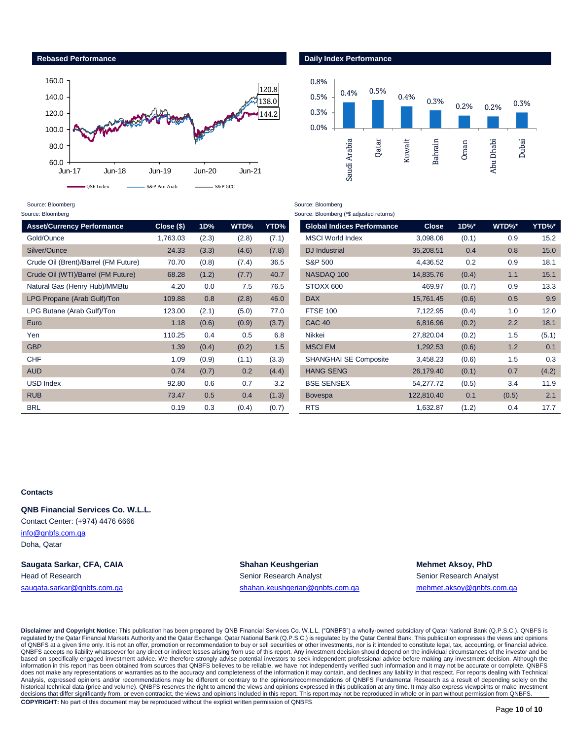## Rebased Performance

160.0
140.0
120.0
100.0
80.0
60.0

Jun-17 Jun-18 Jun-19 Jun-20 Jun-21

120.8
138.0
144.2

QSE Index — S&P Pan Arab — S&P GCC

Source: Bloomberg

## Daily Index Performance

0.8%
0.5%
0.3%
0.0%

0.4% 0.5% 0.4% 0.3% 0.2% 0.2% 0.3%

Saudi Arabia Qatar Kuwait Bahrain Oman Abu Dhabi Dubai

Source: Bloomberg

Source: Bloomberg

| Asset/Currency Performance | Close ($) | 1D% | WTD% | YTD% |
|---|---|---|---|---|
| Gold/Ounce | 1,763.03 | (2.3) | (2.8) | (7.1) |
| Silver/Ounce | 24.33 | (3.3) | (4.6) | (7.8) |
| Crude Oil (Brent)/Barrel (FM Future) | 70.70 | (0.8) | (7.4) | 36.5 |
| Crude Oil (WTI)/Barrel (FM Future) | 68.28 | (1.2) | (7.7) | 40.7 |
| Natural Gas (Henry Hub)/MMBtu | 4.20 | 0.0 | 7.5 | 76.5 |
| LPG Propane (Arab Gulf)/Ton | 109.88 | 0.8 | (2.8) | 46.0 |
| LPG Butane (Arab Gulf)/Ton | 123.00 | (2.1) | (5.0) | 77.0 |
| Euro | 1.18 | (0.6) | (0.9) | (3.7) |
| Yen | 110.25 | 0.4 | 0.5 | 6.8 |
| GBP | 1.39 | (0.4) | (0.2) | 1.5 |
| CHF | 1.09 | (0.9) | (1.1) | (3.3) |
| AUD | 0.74 | (0.7) | 0.2 | (4.4) |
| USD Index | 92.80 | 0.6 | 0.7 | 3.2 |
| RUB | 73.47 | 0.5 | 0.4 | (1.3) |
| BRL | 0.19 | 0.3 | (0.4) | (0.7) |

Source: Bloomberg (*$ adjusted returns)

| Global Indices Performance | Close | 1D%* | WTD%* | YTD%* |
|---|---|---|---|---|
| MSCI World Index | 3,098.06 | (0.1) | 0.9 | 15.2 |
| DJ Industrial | 35,208.51 | 0.4 | 0.8 | 15.0 |
| S&P 500 | 4,436.52 | 0.2 | 0.9 | 18.1 |
| NASDAQ 100 | 14,835.76 | (0.4) | 1.1 | 15.1 |
| STOXX 600 | 469.97 | (0.7) | 0.9 | 13.3 |
| DAX | 15,761.45 | (0.6) | 0.5 | 9.9 |
| FTSE 100 | 7,122.95 | (0.4) | 1.0 | 12.0 |
| CAC 40 | 6,816.96 | (0.2) | 2.2 | 18.1 |
| Nikkei | 27,820.04 | (0.2) | 1.5 | (5.1) |
| MSCI EM | 1,292.53 | (0.6) | 1.2 | 0.1 |
| SHANGHAI SE Composite | 3,458.23 | (0.6) | 1.5 | 0.3 |
| HANG SENG | 26,179.40 | (0.1) | 0.7 | (4.2) |
| BSE SENSEX | 54,277.72 | (0.5) | 3.4 | 11.9 |
| Bovespa | 122,810.40 | 0.1 | (0.5) | 2.1 |
| RTS | 1,632.87 | (1.2) | 0.4 | 17.7 |

**Contacts**

**QNB Financial Services Co. W.L.L.**
Contact Center: (+974) 4476 6666
info@qnbfs.com.qa
Doha, Qatar

**Saugata Sarkar, CFA, CAIA**
Head of Research
saugata.sarkar@qnbfs.com.qa

**Shahan Keushgerian**
Senior Research Analyst
shahan.keushgerian@qnbfs.com.qa

**Mehmet Aksoy, PhD**
Senior Research Analyst
mehmet.aksoy@qnbfs.com.qa

**Disclaimer and Copyright Notice:** This publication has been prepared by QNB Financial Services Co. W.L.L. ("QNBFS") a wholly-owned subsidiary of Qatar National Bank (Q.P.S.C.). QNBFS is regulated by the Qatar Financial Markets Authority and the Qatar Exchange. Qatar National Bank (Q.P.S.C.) is regulated by the Qatar Central Bank. This publication expresses the views and opinions of QNBFS at a given time only. It is not an offer, promotion or recommendation to buy or sell securities or other investments, nor is it intended to constitute legal, tax, accounting, or financial advice. QNBFS accepts no liability whatsoever for any direct or indirect losses arising from use of this report. Any investment decision should depend on the individual circumstances of the investor and be based on specifically engaged investment advice. We therefore strongly advise potential investors to seek independent professional advice before making any investment decision. Although the information in this report has been obtained from sources that QNBFS believes to be reliable, we have not independently verified such information and it may not be accurate or complete. QNBFS does not make any representations or warranties as to the accuracy and completeness of the information it may contain, and declines any liability in that respect. For reports dealing with Technical Analysis, expressed opinions and/or recommendations may be different or contrary to the opinions/recommendations of QNBFS Fundamental Research as a result of depending solely on the historical technical data (price and volume). QNBFS reserves the right to amend the views and opinions expressed in this publication at any time. It may also express viewpoints or make investment decisions that differ significantly from, or even contradict, the views and opinions included in this report. This report may not be reproduced in whole or in part without permission from QNBFS.

**COPYRIGHT:** No part of this document may be reproduced without the explicit written permission of QNBFS.